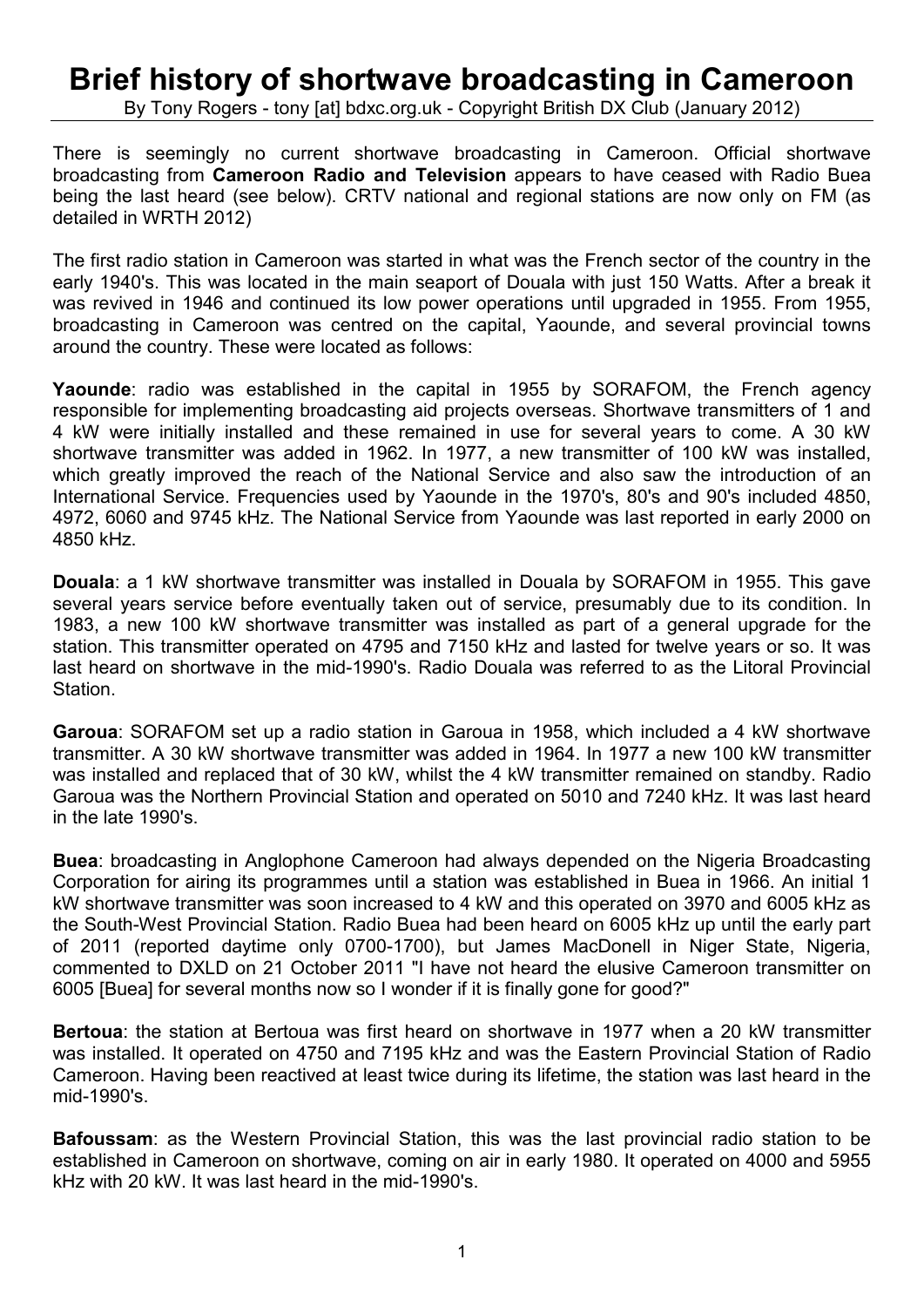# Brief history of shortwave broadcasting in Cameroon

By Tony Rogers - tony [at] bdxc.org.uk - Copyright British DX Club (January 2012)

There is seemingly no current shortwave broadcasting in Cameroon. Official shortwave broadcasting from **Cameroon Radio and Television** appears to have ceased with Radio Buea being the last heard (see below). CRTV national and regional stations are now only on FM (as detailed in WRTH 2012)

The first radio station in Cameroon was started in what was the French sector of the country in the early 1940's. This was located in the main seaport of Douala with just 150 Watts. After a break it was revived in 1946 and continued its low power operations until upgraded in 1955. From 1955, broadcasting in Cameroon was centred on the capital, Yaounde, and several provincial towns around the country. These were located as follows:

**Yaounde**: radio was established in the capital in 1955 by SORAFOM, the French agency responsible for implementing broadcasting aid projects overseas. Shortwave transmitters of 1 and 4 kW were initially installed and these remained in use for several years to come. A 30 kW shortwave transmitter was added in 1962. In 1977, a new transmitter of 100 kW was installed, which greatly improved the reach of the National Service and also saw the introduction of an International Service. Frequencies used by Yaounde in the 1970's, 80's and 90's included 4850, 4972, 6060 and 9745 kHz. The National Service from Yaounde was last reported in early 2000 on 4850 kHz.

**Douala**: a 1 kW shortwave transmitter was installed in Douala by SORAFOM in 1955. This gave several years service before eventually taken out of service, presumably due to its condition. In 1983, a new 100 kW shortwave transmitter was installed as part of a general upgrade for the station. This transmitter operated on 4795 and 7150 kHz and lasted for twelve years or so. It was last heard on shortwave in the mid-1990's. Radio Douala was referred to as the Litoral Provincial Station.

**Garoua**: SORAFOM set up a radio station in Garoua in 1958, which included a 4 kW shortwave transmitter. A 30 kW shortwave transmitter was added in 1964. In 1977 a new 100 kW transmitter was installed and replaced that of 30 kW, whilst the 4 kW transmitter remained on standby. Radio Garoua was the Northern Provincial Station and operated on 5010 and 7240 kHz. It was last heard in the late 1990's.

**Buea**: broadcasting in Anglophone Cameroon had always depended on the Nigeria Broadcasting Corporation for airing its programmes until a station was established in Buea in 1966. An initial 1 kW shortwave transmitter was soon increased to 4 kW and this operated on 3970 and 6005 kHz as the South-West Provincial Station. Radio Buea had been heard on 6005 kHz up until the early part of 2011 (reported daytime only 0700-1700), but James MacDonell in Niger State, Nigeria, commented to DXLD on 21 October 2011 "I have not heard the elusive Cameroon transmitter on 6005 [Buea] for several months now so I wonder if it is finally gone for good?"

**Bertoua**: the station at Bertoua was first heard on shortwave in 1977 when a 20 kW transmitter was installed. It operated on 4750 and 7195 kHz and was the Eastern Provincial Station of Radio Cameroon. Having been reactived at least twice during its lifetime, the station was last heard in the mid-1990's.

**Bafoussam**: as the Western Provincial Station, this was the last provincial radio station to be established in Cameroon on shortwave, coming on air in early 1980. It operated on 4000 and 5955 kHz with 20 kW. It was last heard in the mid-1990's.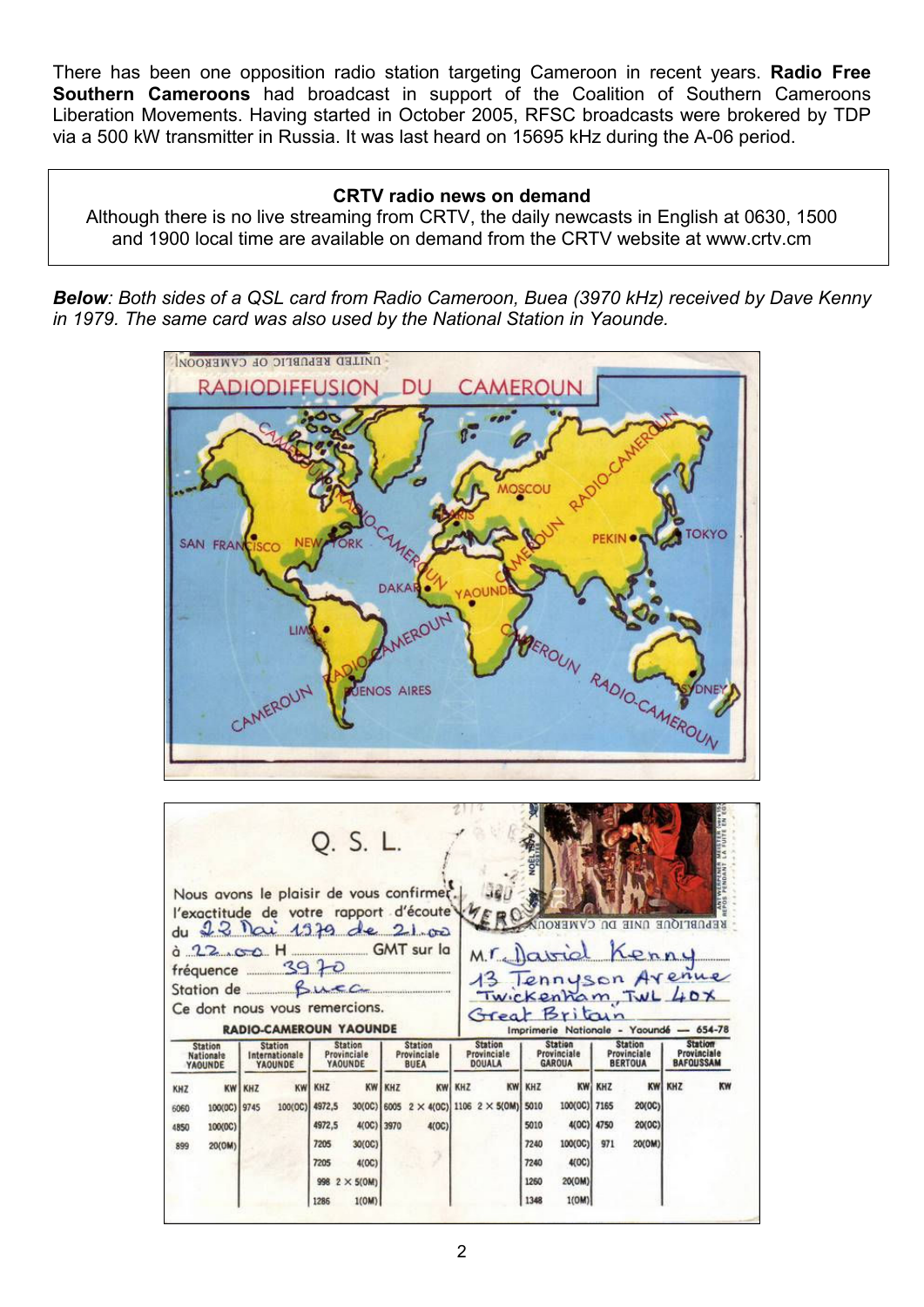There has been one opposition radio station targeting Cameroon in recent years. **Radio Free Southern Cameroons** had broadcast in support of the Coalition of Southern Cameroons Liberation Movements. Having started in October 2005, RFSC broadcasts were brokered by TDP via a 500 kW transmitter in Russia. It was last heard on 15695 kHz during the A-06 period.

**CRTV radio news on demand**

Although there is no live streaming from CRTV, the daily newcasts in English at 0630, 1500 and 1900 local time are available on demand from the CRTV website at www.crtv.cm

***Below****: Both sides of a QSL card from Radio Cameroon, Buea (3970 kHz) received by Dave Kenny in 1979. The same card was also used by the National Station in Yaounde.*